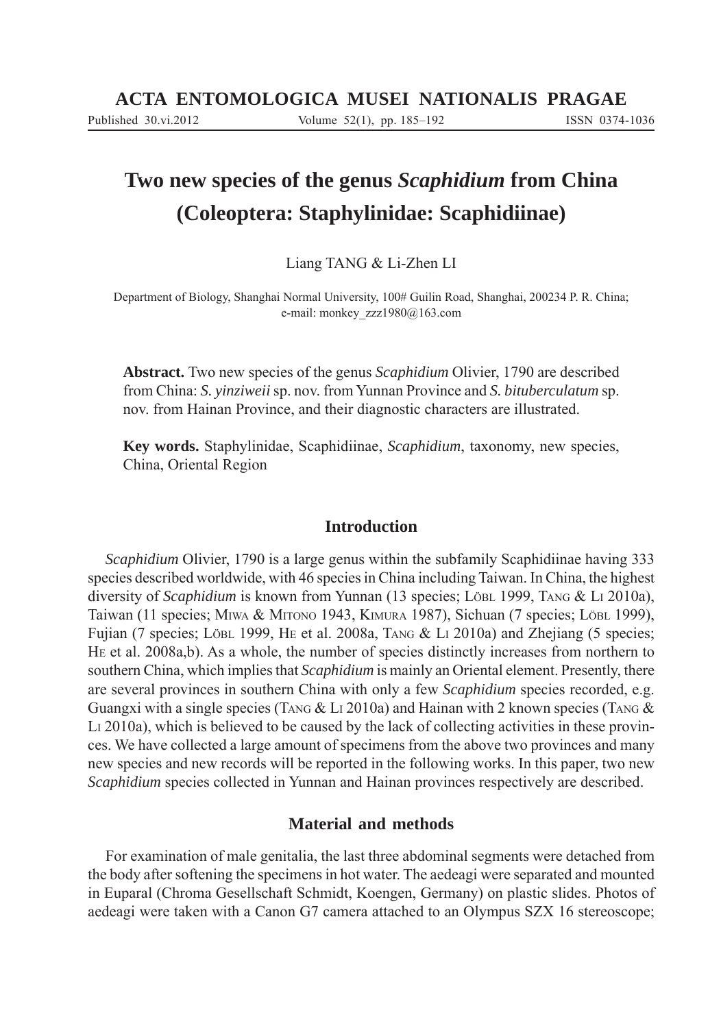# Two new species of the genus *Scaphidium* from China (Coleoptera: Staphylinidae: Scaphidiinae)

Liang TANG & Li-Zhen LI

Department of Biology, Shanghai Normal University, 100# Guilin Road, Shanghai, 200234 P. R. China; e-mail: monkey_zzz1980@163.com

**Abstract.** Two new species of the genus *Scaphidium* Olivier, 1790 are described from China: *S. yinziweii* sp. nov. from Yunnan Province and *S. bituberculatum* sp. nov. from Hainan Province, and their diagnostic characters are illustrated.

**Key words.** Staphylinidae, Scaphidiinae, *Scaphidium*, taxonomy, new species, China, Oriental Region

## Introduction

*Scaphidium* Olivier, 1790 is a large genus within the subfamily Scaphidiinae having 333 species described worldwide, with 46 species in China including Taiwan. In China, the highest diversity of *Scaphidium* is known from Yunnan (13 species; Löbl 1999, Tang & Li 2010a), Taiwan (11 species; Miwa & Mitono 1943, Kimura 1987), Sichuan (7 species; Löbl 1999), Fujian (7 species; Löbl 1999, He et al. 2008a, Tang & Li 2010a) and Zhejiang (5 species; He et al. 2008a,b). As a whole, the number of species distinctly increases from northern to southern China, which implies that *Scaphidium* is mainly an Oriental element. Presently, there are several provinces in southern China with only a few *Scaphidium* species recorded, e.g. Guangxi with a single species (Tang & Li 2010a) and Hainan with 2 known species (Tang & Li 2010a), which is believed to be caused by the lack of collecting activities in these provinces. We have collected a large amount of specimens from the above two provinces and many new species and new records will be reported in the following works. In this paper, two new *Scaphidium* species collected in Yunnan and Hainan provinces respectively are described.

## Material and methods

For examination of male genitalia, the last three abdominal segments were detached from the body after softening the specimens in hot water. The aedeagi were separated and mounted in Euparal (Chroma Gesellschaft Schmidt, Koengen, Germany) on plastic slides. Photos of aedeagi were taken with a Canon G7 camera attached to an Olympus SZX 16 stereoscope;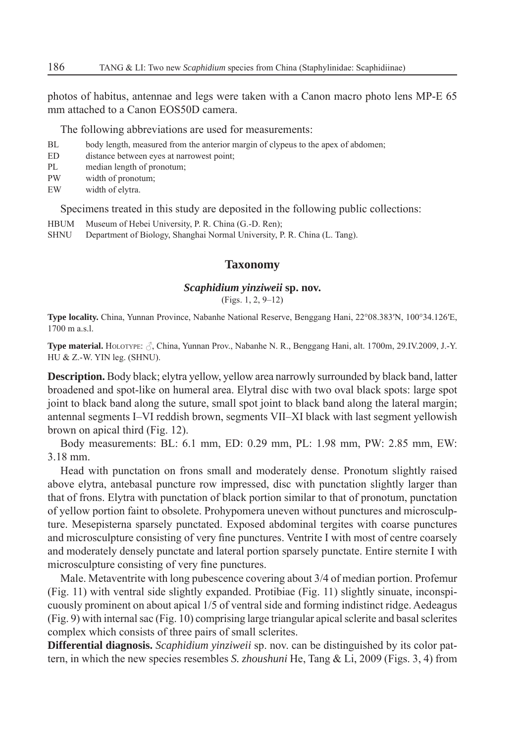photos of habitus, antennae and legs were taken with a Canon macro photo lens MP-E 65 mm attached to a Canon EOS50D camera.

The following abbreviations are used for measurements:

BL body length, measured from the anterior margin of clypeus to the apex of abdomen;
ED distance between eyes at narrowest point;
PL median length of pronotum;
PW width of pronotum;
EW width of elytra.

Specimens treated in this study are deposited in the following public collections:

HBUM Museum of Hebei University, P. R. China (G.-D. Ren);
SHNU Department of Biology, Shanghai Normal University, P. R. China (L. Tang).

## Taxonomy

### *Scaphidium yinziweii* sp. nov.

(Figs. 1, 2, 9–12)

**Type locality.** China, Yunnan Province, Nabanhe National Reserve, Benggang Hani, 22°08.383′N, 100°34.126′E, 1700 m a.s.l.

**Type material.** Holotype: ♂, China, Yunnan Prov., Nabanhe N. R., Benggang Hani, alt. 1700m, 29.IV.2009, J.-Y. HU & Z.-W. YIN leg. (SHNU).

**Description.** Body black; elytra yellow, yellow area narrowly surrounded by black band, latter broadened and spot-like on humeral area. Elytral disc with two oval black spots: large spot joint to black band along the suture, small spot joint to black band along the lateral margin; antennal segments I–VI reddish brown, segments VII–XI black with last segment yellowish brown on apical third (Fig. 12).

Body measurements: BL: 6.1 mm, ED: 0.29 mm, PL: 1.98 mm, PW: 2.85 mm, EW: 3.18 mm.

Head with punctation on frons small and moderately dense. Pronotum slightly raised above elytra, antebasal puncture row impressed, disc with punctation slightly larger than that of frons. Elytra with punctation of black portion similar to that of pronotum, punctation of yellow portion faint to obsolete. Prohypomera uneven without punctures and microsculpture. Mesepisterna sparsely punctated. Exposed abdominal tergites with coarse punctures and microsculpture consisting of very fine punctures. Ventrite I with most of centre coarsely and moderately densely punctate and lateral portion sparsely punctate. Entire sternite I with microsculpture consisting of very fine punctures.

Male. Metaventrite with long pubescence covering about 3/4 of median portion. Profemur (Fig. 11) with ventral side slightly expanded. Protibiae (Fig. 11) slightly sinuate, inconspicuously prominent on about apical 1/5 of ventral side and forming indistinct ridge. Aedeagus (Fig. 9) with internal sac (Fig. 10) comprising large triangular apical sclerite and basal sclerites complex which consists of three pairs of small sclerites.

**Differential diagnosis.** *Scaphidium yinziweii* sp. nov. can be distinguished by its color pattern, in which the new species resembles *S. zhoushuni* He, Tang & Li, 2009 (Figs. 3, 4) from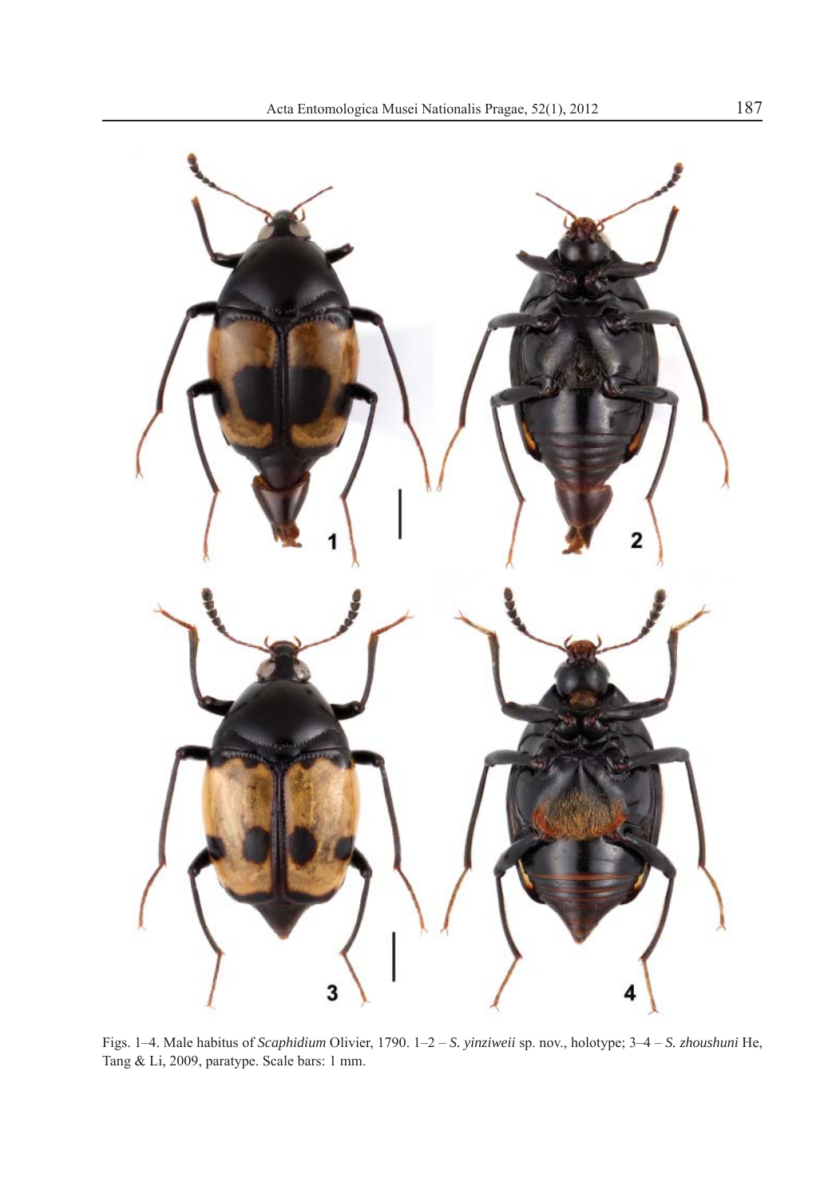Figs. 1–4. Male habitus of *Scaphidium* Olivier, 1790. 1–2 – *S. yinziweii* sp. nov., holotype; 3–4 – *S. zhoushuni* He, Tang & Li, 2009, paratype. Scale bars: 1 mm.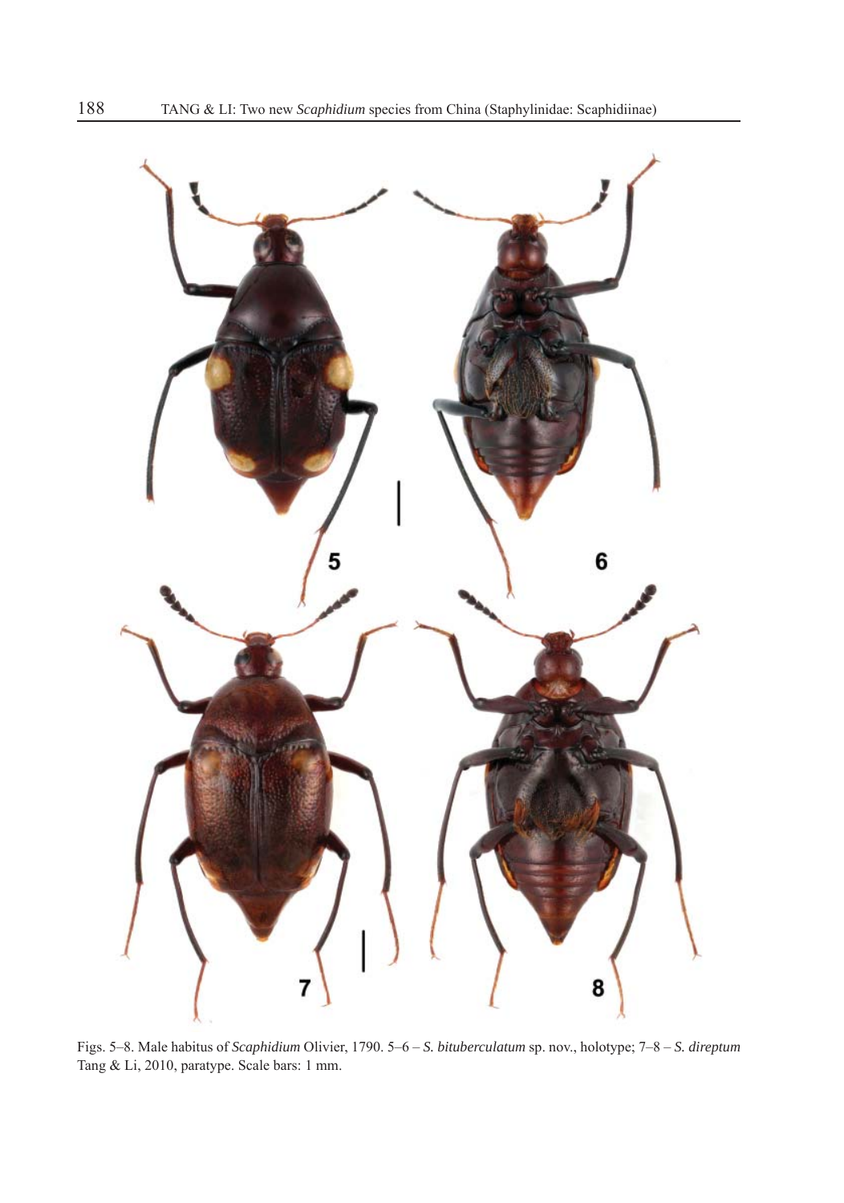Figs. 5–8. Male habitus of *Scaphidium* Olivier, 1790. 5–6 – *S. bituberculatum* sp. nov., holotype; 7–8 – *S. direptum* Tang & Li, 2010, paratype. Scale bars: 1 mm.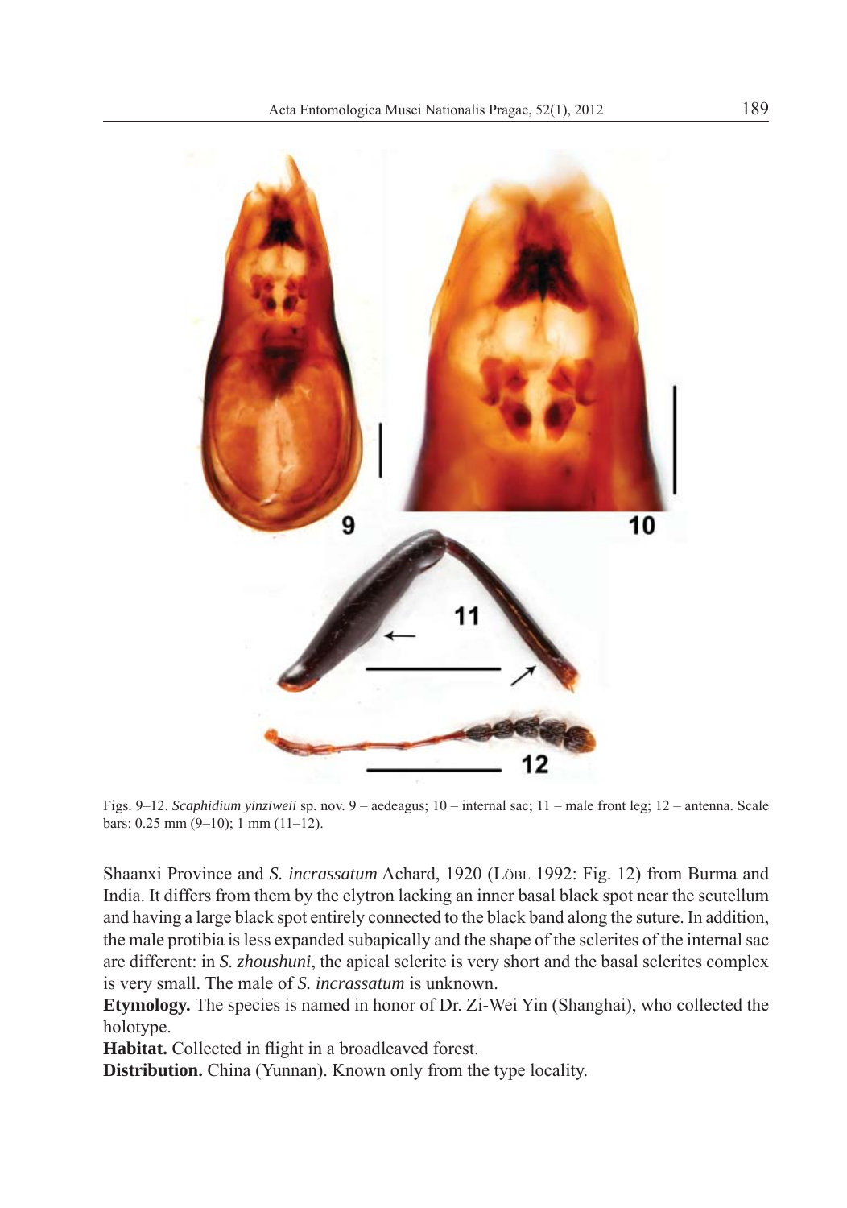Figs. 9–12. *Scaphidium yinziweii* sp. nov. 9 – aedeagus; 10 – internal sac; 11 – male front leg; 12 – antenna. Scale bars: 0.25 mm (9–10); 1 mm (11–12).

Shaanxi Province and *S. incrassatum* Achard, 1920 (Löbl 1992: Fig. 12) from Burma and India. It differs from them by the elytron lacking an inner basal black spot near the scutellum and having a large black spot entirely connected to the black band along the suture. In addition, the male protibia is less expanded subapically and the shape of the sclerites of the internal sac are different: in *S. zhoushuni*, the apical sclerite is very short and the basal sclerites complex is very small. The male of *S. incrassatum* is unknown.

**Etymology.** The species is named in honor of Dr. Zi-Wei Yin (Shanghai), who collected the holotype.

**Habitat.** Collected in flight in a broadleaved forest.

**Distribution.** China (Yunnan). Known only from the type locality.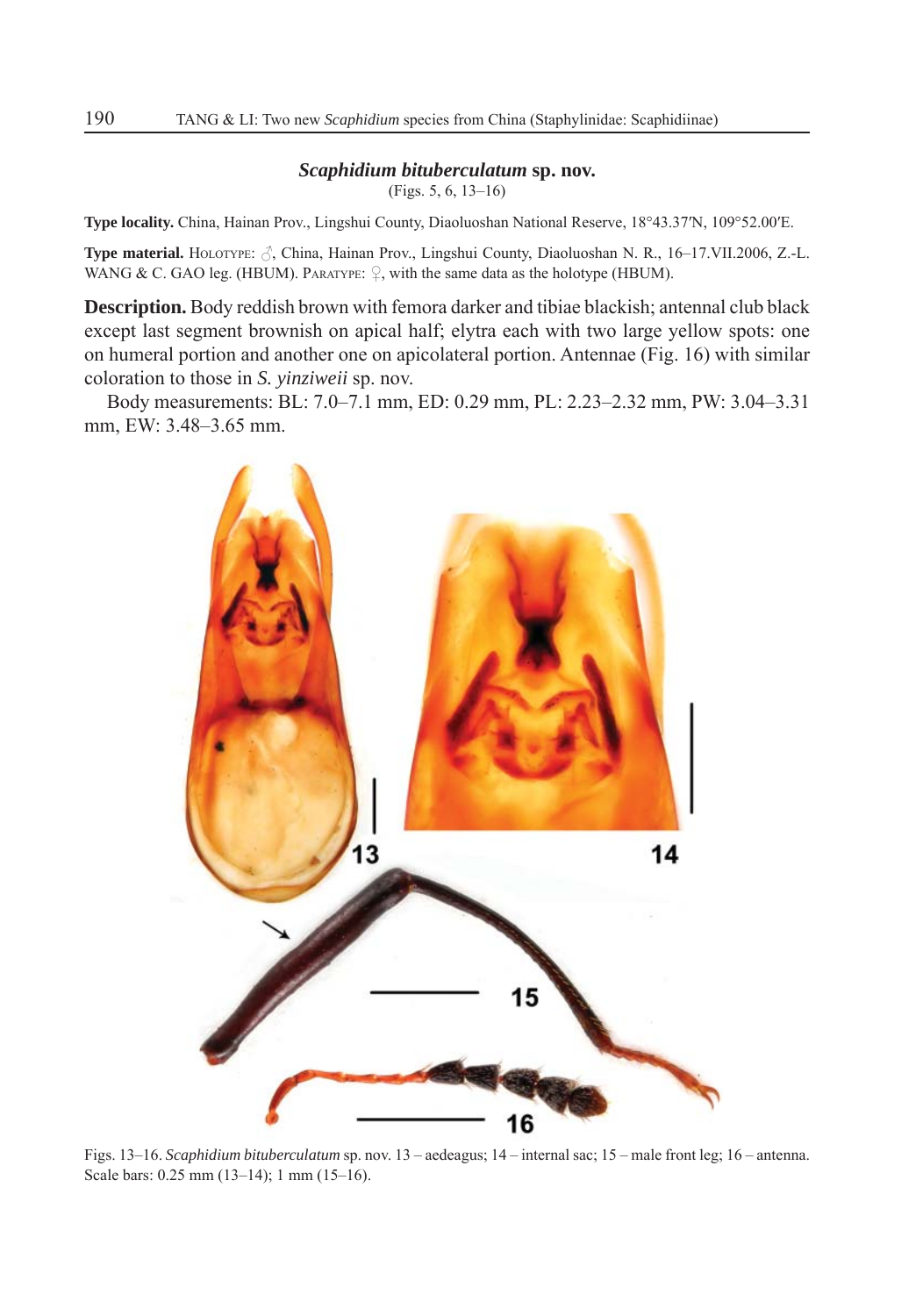## *Scaphidium bituberculatum* sp. nov.

(Figs. 5, 6, 13–16)

**Type locality.** China, Hainan Prov., Lingshui County, Diaoluoshan National Reserve, 18°43.37′N, 109°52.00′E.

**Type material.** Holotype: ♂, China, Hainan Prov., Lingshui County, Diaoluoshan N. R., 16–17.VII.2006, Z.-L. WANG & C. GAO leg. (HBUM). Paratype: ♀, with the same data as the holotype (HBUM).

**Description.** Body reddish brown with femora darker and tibiae blackish; antennal club black except last segment brownish on apical half; elytra each with two large yellow spots: one on humeral portion and another one on apicolateral portion. Antennae (Fig. 16) with similar coloration to those in *S. yinziweii* sp. nov.

Body measurements: BL: 7.0–7.1 mm, ED: 0.29 mm, PL: 2.23–2.32 mm, PW: 3.04–3.31 mm, EW: 3.48–3.65 mm.

Figs. 13–16. *Scaphidium bituberculatum* sp. nov. 13 – aedeagus; 14 – internal sac; 15 – male front leg; 16 – antenna. Scale bars: 0.25 mm (13–14); 1 mm (15–16).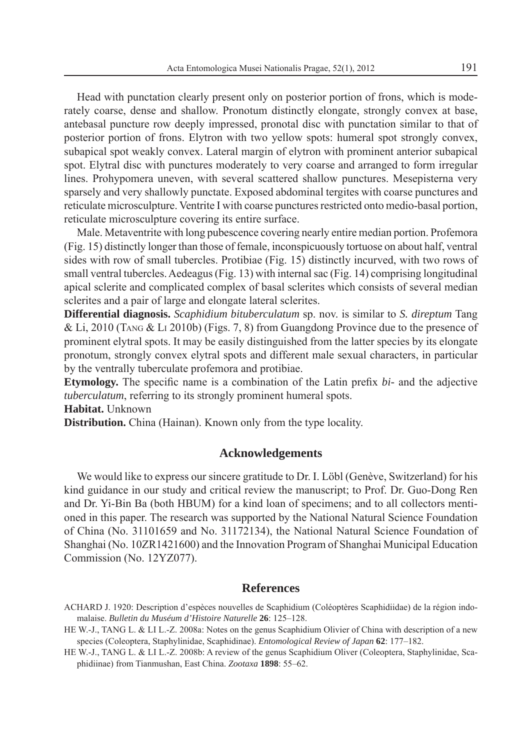Head with punctation clearly present only on posterior portion of frons, which is moderately coarse, dense and shallow. Pronotum distinctly elongate, strongly convex at base, antebasal puncture row deeply impressed, pronotal disc with punctation similar to that of posterior portion of frons. Elytron with two yellow spots: humeral spot strongly convex, subapical spot weakly convex. Lateral margin of elytron with prominent anterior subapical spot. Elytral disc with punctures moderately to very coarse and arranged to form irregular lines. Prohypomera uneven, with several scattered shallow punctures. Mesepisterna very sparsely and very shallowly punctate. Exposed abdominal tergites with coarse punctures and reticulate microsculpture. Ventrite I with coarse punctures restricted onto medio-basal portion, reticulate microsculpture covering its entire surface.

Male. Metaventrite with long pubescence covering nearly entire median portion. Profemora (Fig. 15) distinctly longer than those of female, inconspicuously tortuose on about half, ventral sides with row of small tubercles. Protibiae (Fig. 15) distinctly incurved, with two rows of small ventral tubercles. Aedeagus (Fig. 13) with internal sac (Fig. 14) comprising longitudinal apical sclerite and complicated complex of basal sclerites which consists of several median sclerites and a pair of large and elongate lateral sclerites.

**Differential diagnosis.** *Scaphidium bituberculatum* sp. nov. is similar to *S. direptum* Tang & Li, 2010 (Tang & Li 2010b) (Figs. 7, 8) from Guangdong Province due to the presence of prominent elytral spots. It may be easily distinguished from the latter species by its elongate pronotum, strongly convex elytral spots and different male sexual characters, in particular by the ventrally tuberculate profemora and protibiae.

**Etymology.** The specific name is a combination of the Latin prefix *bi-* and the adjective *tuberculatum*, referring to its strongly prominent humeral spots.

**Habitat.** Unknown

**Distribution.** China (Hainan). Known only from the type locality.

## Acknowledgements

We would like to express our sincere gratitude to Dr. I. Löbl (Genève, Switzerland) for his kind guidance in our study and critical review the manuscript; to Prof. Dr. Guo-Dong Ren and Dr. Yi-Bin Ba (both HBUM) for a kind loan of specimens; and to all collectors mentioned in this paper. The research was supported by the National Natural Science Foundation of China (No. 31101659 and No. 31172134), the National Natural Science Foundation of Shanghai (No. 10ZR1421600) and the Innovation Program of Shanghai Municipal Education Commission (No. 12YZ077).

## References

ACHARD J. 1920: Description d'espèces nouvelles de Scaphidium (Coléoptères Scaphidiidae) de la région indomalaise. *Bulletin du Muséum d'Histoire Naturelle* **26**: 125–128.

HE W.-J., TANG L. & LI L.-Z. 2008a: Notes on the genus Scaphidium Olivier of China with description of a new species (Coleoptera, Staphylinidae, Scaphidinae). *Entomological Review of Japan* **62**: 177–182.

HE W.-J., TANG L. & LI L.-Z. 2008b: A review of the genus Scaphidium Oliver (Coleoptera, Staphylinidae, Scaphidiinae) from Tianmushan, East China. *Zootaxa* **1898**: 55–62.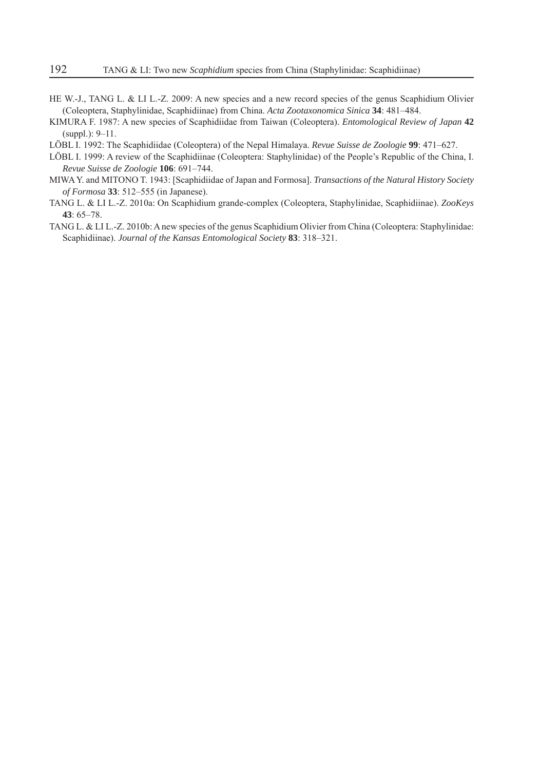HE W.-J., TANG L. & LI L.-Z. 2009: A new species and a new record species of the genus Scaphidium Olivier (Coleoptera, Staphylinidae, Scaphidiinae) from China. *Acta Zootaxonomica Sinica* **34**: 481–484.

KIMURA F. 1987: A new species of Scaphidiidae from Taiwan (Coleoptera). *Entomological Review of Japan* **42** (suppl.): 9–11.

LÖBL I. 1992: The Scaphidiidae (Coleoptera) of the Nepal Himalaya. *Revue Suisse de Zoologie* **99**: 471–627.

LÖBL I. 1999: A review of the Scaphidiinae (Coleoptera: Staphylinidae) of the People's Republic of the China, I. *Revue Suisse de Zoologie* **106**: 691–744.

MIWA Y. and MITONO T. 1943: [Scaphidiidae of Japan and Formosa]. *Transactions of the Natural History Society of Formosa* **33**: 512–555 (in Japanese).

TANG L. & LI L.-Z. 2010a: On Scaphidium grande-complex (Coleoptera, Staphylinidae, Scaphidiinae). *ZooKeys* **43**: 65–78.

TANG L. & LI L.-Z. 2010b: A new species of the genus Scaphidium Olivier from China (Coleoptera: Staphylinidae: Scaphidiinae). *Journal of the Kansas Entomological Society* **83**: 318–321.